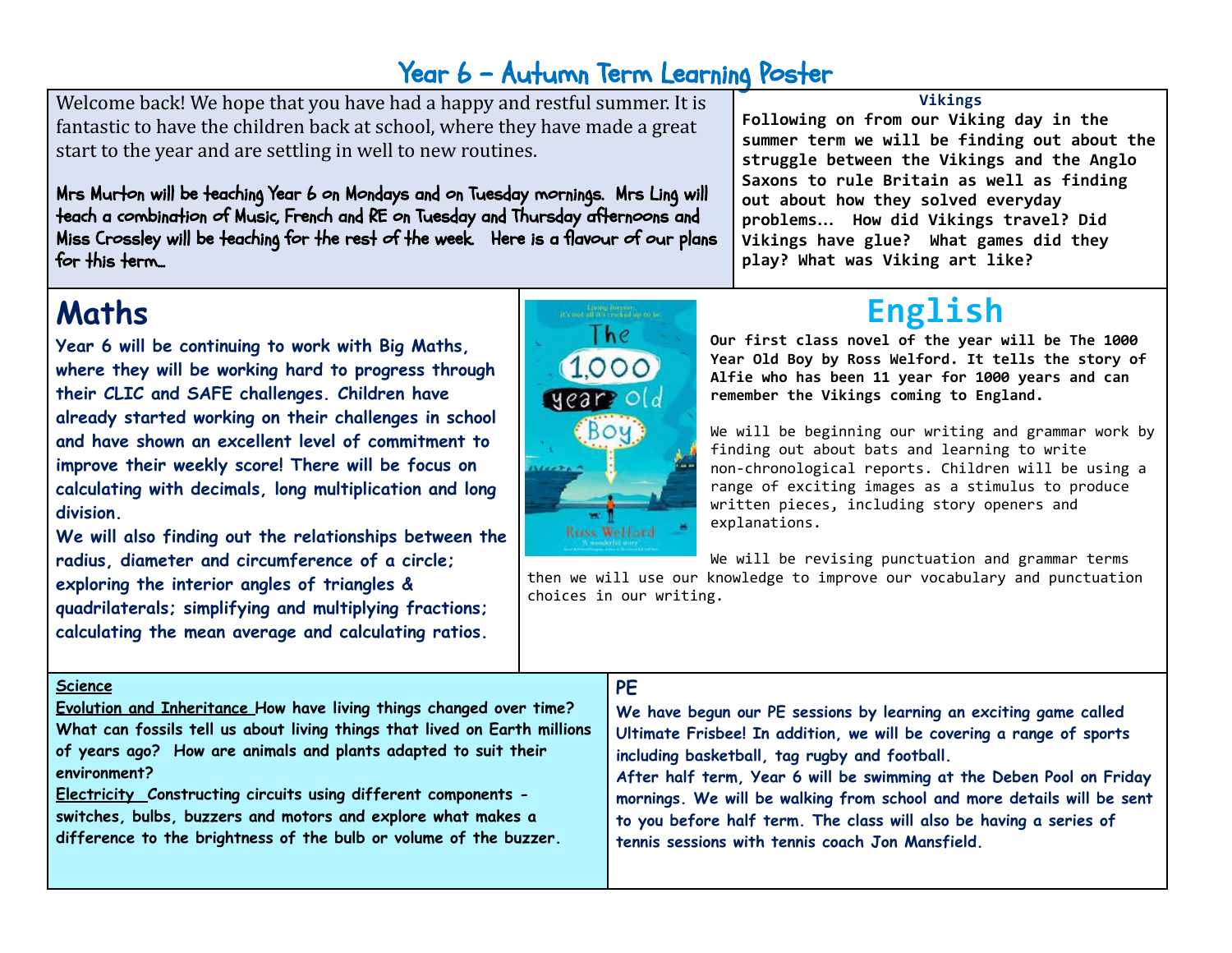# Year 6 – Autumn Term Learning Poster

Welcome back! We hope that you have had a happy and restful summer. It is fantastic to have the children back at school, where they have made a great start to the year and are settling in well to new routines.

Mrs Murton will be teaching Year 6 on Mondays and on Tuesday mornings. Mrs Ling will teach a combination of Music, French and RE on Tuesday and Thursday afternoons and Miss Crossley will be teaching for the rest of the week. Here is a flavour of our plans for this term…

### Vikings

**Following on from our Viking day in the summer term we will be finding out about the struggle between the Vikings and the Anglo Saxons to rule Britain as well as finding out about how they solved everyday problems… How did Vikings travel? Did Vikings have glue? What games did they play? What was Viking art like?**

## Maths

**Year 6 will be continuing to work with Big Maths, where they will be working hard to progress through their CLIC and SAFE challenges. Children have already started working on their challenges in school and have shown an excellent level of commitment to improve their weekly score! There will be focus on calculating with decimals, long multiplication and long division.**

**We will also finding out the relationships between the radius, diameter and circumference of a circle; exploring the interior angles of triangles & quadrilaterals; simplifying and multiplying fractions; calculating the mean average and calculating ratios.**

## English

**Our first class novel of the year will be The 1000 Year Old Boy by Ross Welford. It tells the story of Alfie who has been 11 year for 1000 years and can remember the Vikings coming to England.**

We will be beginning our writing and grammar work by finding out about bats and learning to write non-chronological reports. Children will be using a range of exciting images as a stimulus to produce written pieces, including story openers and explanations.

We will be revising punctuation and grammar terms then we will use our knowledge to improve our vocabulary and punctuation choices in our writing.

### Science

**Evolution and Inheritance** How have living things changed over time? What can fossils tell us about living things that lived on Earth millions of years ago? How are animals and plants adapted to suit their environment?

**Electricity** Constructing circuits using different components - switches, bulbs, buzzers and motors and explore what makes a difference to the brightness of the bulb or volume of the buzzer.

### PE

**We have begun our PE sessions by learning an exciting game called Ultimate Frisbee! In addition, we will be covering a range of sports including basketball, tag rugby and football.**

**After half term, Year 6 will be swimming at the Deben Pool on Friday mornings. We will be walking from school and more details will be sent to you before half term. The class will also be having a series of tennis sessions with tennis coach Jon Mansfield.**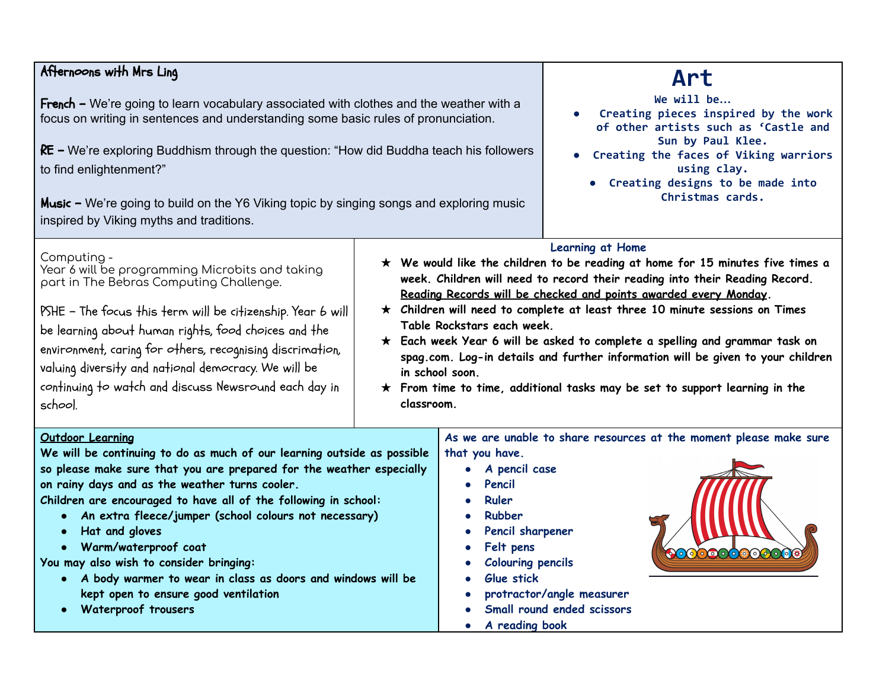## Afternoons with Mrs Ling

**French –** We're going to learn vocabulary associated with clothes and the weather with a focus on writing in sentences and understanding some basic rules of pronunciation.

**RE –** We're exploring Buddhism through the question: "How did Buddha teach his followers to find enlightenment?"

**Music –** We're going to build on the Y6 Viking topic by singing songs and exploring music inspired by Viking myths and traditions.

## Art

We will be…

- Creating pieces inspired by the work of other artists such as 'Castle and Sun by Paul Klee.
- Creating the faces of Viking warriors using clay.
- Creating designs to be made into Christmas cards.

Computing -
Year 6 will be programming Microbits and taking part in The Bebras Computing Challenge.

PSHE – The focus this term will be citizenship. Year 6 will be learning about human rights, food choices and the environment, caring for others, recognising discrimation, valuing diversity and national democracy. We will be continuing to watch and discuss Newsround each day in school.

### Learning at Home

- ★ **We would like the children to be reading at home for 15 minutes five times a week. Children will need to record their reading into their Reading Record. <u>Reading Records will be checked and points awarded every Monday</u>.**
- ★ **Children will need to complete at least three 10 minute sessions on Times Table Rockstars each week.**
- ★ **Each week Year 6 will be asked to complete a spelling and grammar task on spag.com. Log-in details and further information will be given to your children in school soon.**
- ★ **From time to time, additional tasks may be set to support learning in the classroom.**

### <u>Outdoor Learning</u>

**We will be continuing to do as much of our learning outside as possible so please make sure that you are prepared for the weather especially on rainy days and as the weather turns cooler.**

**Children are encouraged to have all of the following in school:**

- **An extra fleece/jumper (school colours not necessary)**
- **Hat and gloves**
- **Warm/waterproof coat**

**You may also wish to consider bringing:**

- **A body warmer to wear in class as doors and windows will be kept open to ensure good ventilation**
- **Waterproof trousers**

**As we are unable to share resources at the moment please make sure that you have.**

- **A pencil case**
- **Pencil**
- **Ruler**
- **Rubber**
- **Pencil sharpener**
- **Felt pens**
- **Colouring pencils**
- **Glue stick**
- **protractor/angle measurer**
- **Small round ended scissors**
- **A reading book**